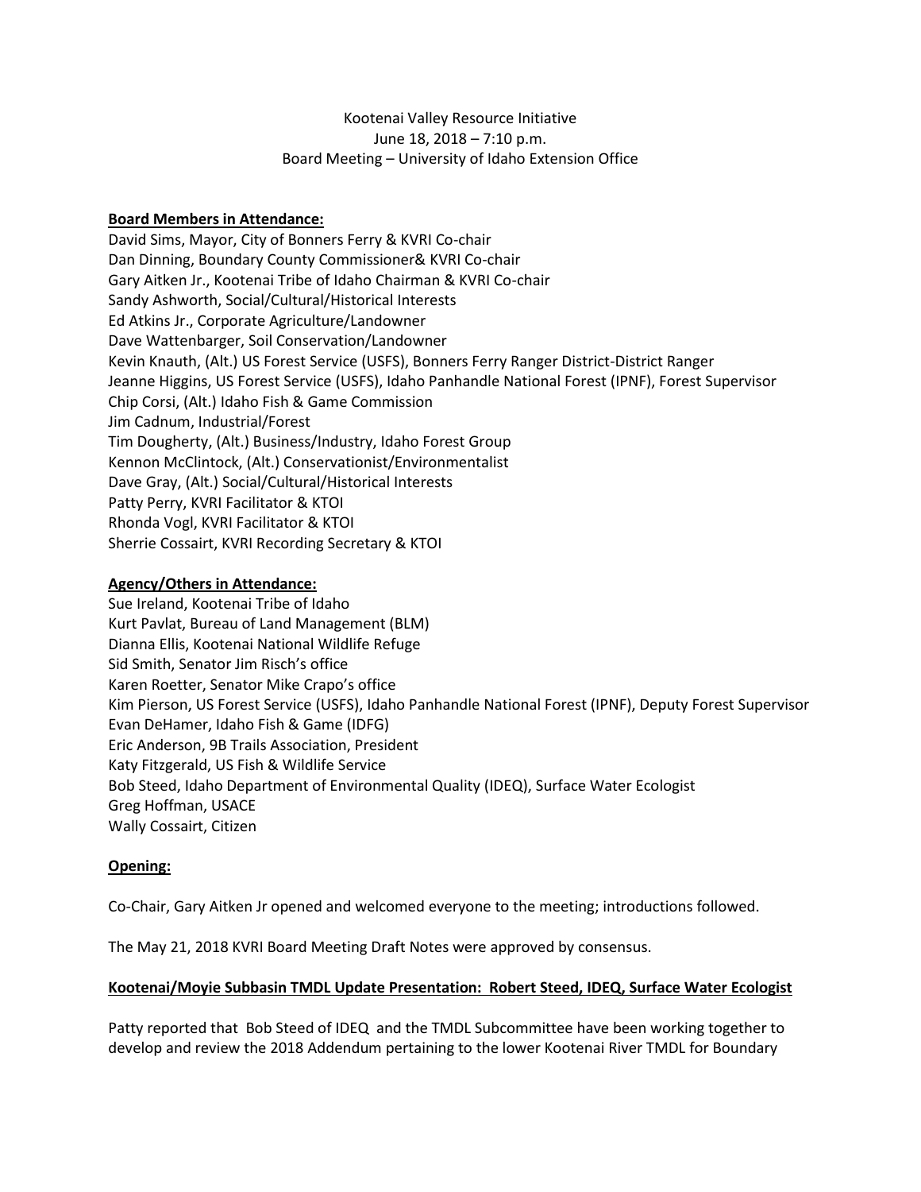Kootenai Valley Resource Initiative
June 18, 2018 – 7:10 p.m.
Board Meeting – University of Idaho Extension Office

**Board Members in Attendance:**

David Sims, Mayor, City of Bonners Ferry & KVRI Co-chair
Dan Dinning, Boundary County Commissioner& KVRI Co-chair
Gary Aitken Jr., Kootenai Tribe of Idaho Chairman & KVRI Co-chair
Sandy Ashworth, Social/Cultural/Historical Interests
Ed Atkins Jr., Corporate Agriculture/Landowner
Dave Wattenbarger, Soil Conservation/Landowner
Kevin Knauth, (Alt.) US Forest Service (USFS), Bonners Ferry Ranger District-District Ranger
Jeanne Higgins, US Forest Service (USFS), Idaho Panhandle National Forest (IPNF), Forest Supervisor
Chip Corsi, (Alt.) Idaho Fish & Game Commission
Jim Cadnum, Industrial/Forest
Tim Dougherty, (Alt.) Business/Industry, Idaho Forest Group
Kennon McClintock, (Alt.) Conservationist/Environmentalist
Dave Gray, (Alt.) Social/Cultural/Historical Interests
Patty Perry, KVRI Facilitator & KTOI
Rhonda Vogl, KVRI Facilitator & KTOI
Sherrie Cossairt, KVRI Recording Secretary & KTOI

**Agency/Others in Attendance:**

Sue Ireland, Kootenai Tribe of Idaho
Kurt Pavlat, Bureau of Land Management (BLM)
Dianna Ellis, Kootenai National Wildlife Refuge
Sid Smith, Senator Jim Risch's office
Karen Roetter, Senator Mike Crapo's office
Kim Pierson, US Forest Service (USFS), Idaho Panhandle National Forest (IPNF), Deputy Forest Supervisor
Evan DeHamer, Idaho Fish & Game (IDFG)
Eric Anderson, 9B Trails Association, President
Katy Fitzgerald, US Fish & Wildlife Service
Bob Steed, Idaho Department of Environmental Quality (IDEQ), Surface Water Ecologist
Greg Hoffman, USACE
Wally Cossairt, Citizen

**Opening:**

Co-Chair, Gary Aitken Jr opened and welcomed everyone to the meeting; introductions followed.

The May 21, 2018 KVRI Board Meeting Draft Notes were approved by consensus.

**Kootenai/Moyie Subbasin TMDL Update Presentation: Robert Steed, IDEQ, Surface Water Ecologist**

Patty reported that Bob Steed of IDEQ and the TMDL Subcommittee have been working together to develop and review the 2018 Addendum pertaining to the lower Kootenai River TMDL for Boundary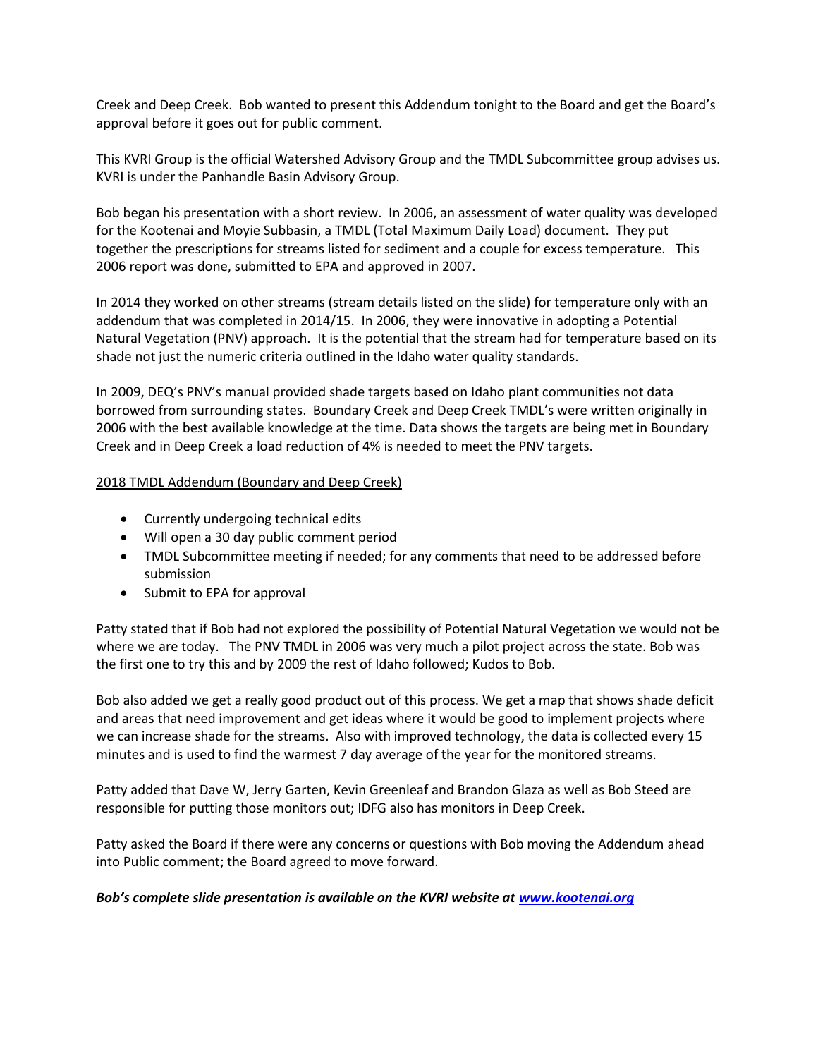Creek and Deep Creek. Bob wanted to present this Addendum tonight to the Board and get the Board's approval before it goes out for public comment.

This KVRI Group is the official Watershed Advisory Group and the TMDL Subcommittee group advises us. KVRI is under the Panhandle Basin Advisory Group.

Bob began his presentation with a short review. In 2006, an assessment of water quality was developed for the Kootenai and Moyie Subbasin, a TMDL (Total Maximum Daily Load) document. They put together the prescriptions for streams listed for sediment and a couple for excess temperature. This 2006 report was done, submitted to EPA and approved in 2007.

In 2014 they worked on other streams (stream details listed on the slide) for temperature only with an addendum that was completed in 2014/15. In 2006, they were innovative in adopting a Potential Natural Vegetation (PNV) approach. It is the potential that the stream had for temperature based on its shade not just the numeric criteria outlined in the Idaho water quality standards.

In 2009, DEQ's PNV's manual provided shade targets based on Idaho plant communities not data borrowed from surrounding states. Boundary Creek and Deep Creek TMDL's were written originally in 2006 with the best available knowledge at the time. Data shows the targets are being met in Boundary Creek and in Deep Creek a load reduction of 4% is needed to meet the PNV targets.

<u>2018 TMDL Addendum (Boundary and Deep Creek)</u>

- Currently undergoing technical edits
- Will open a 30 day public comment period
- TMDL Subcommittee meeting if needed; for any comments that need to be addressed before submission
- Submit to EPA for approval

Patty stated that if Bob had not explored the possibility of Potential Natural Vegetation we would not be where we are today. The PNV TMDL in 2006 was very much a pilot project across the state. Bob was the first one to try this and by 2009 the rest of Idaho followed; Kudos to Bob.

Bob also added we get a really good product out of this process. We get a map that shows shade deficit and areas that need improvement and get ideas where it would be good to implement projects where we can increase shade for the streams. Also with improved technology, the data is collected every 15 minutes and is used to find the warmest 7 day average of the year for the monitored streams.

Patty added that Dave W, Jerry Garten, Kevin Greenleaf and Brandon Glaza as well as Bob Steed are responsible for putting those monitors out; IDFG also has monitors in Deep Creek.

Patty asked the Board if there were any concerns or questions with Bob moving the Addendum ahead into Public comment; the Board agreed to move forward.

***Bob's complete slide presentation is available on the KVRI website at [www.kootenai.org](www.kootenai.org)***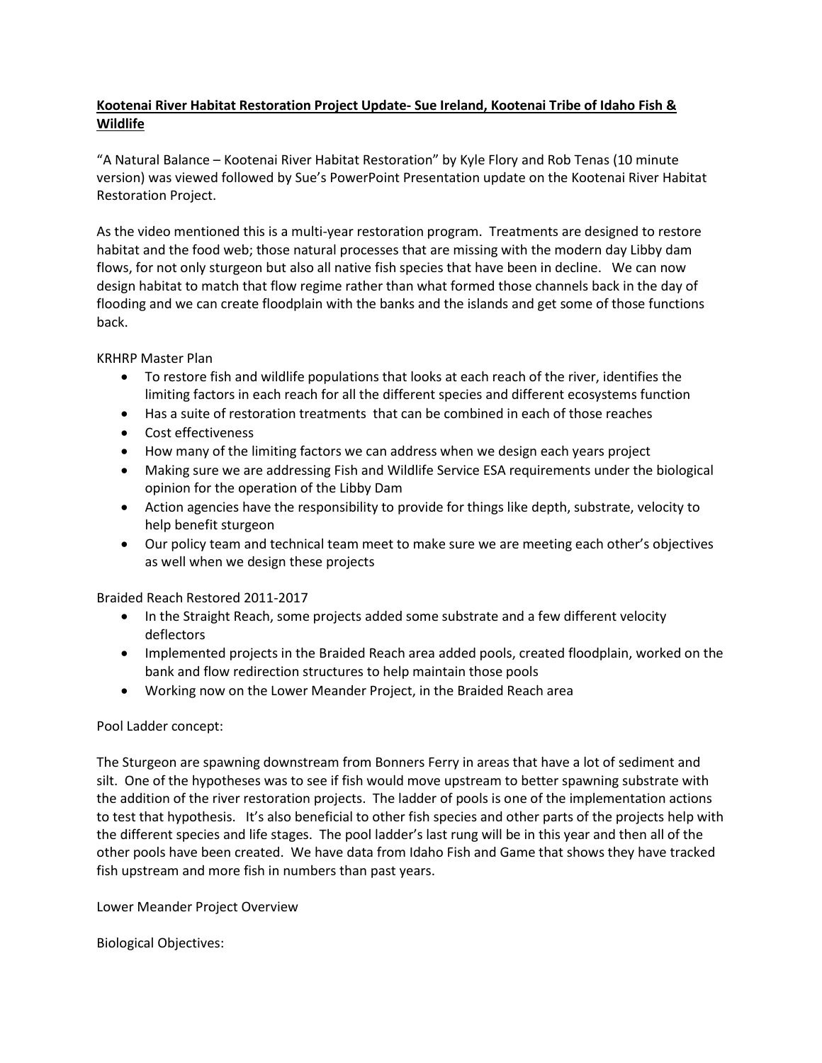**Kootenai River Habitat Restoration Project Update- Sue Ireland, Kootenai Tribe of Idaho Fish & Wildlife**

"A Natural Balance – Kootenai River Habitat Restoration" by Kyle Flory and Rob Tenas (10 minute version) was viewed followed by Sue's PowerPoint Presentation update on the Kootenai River Habitat Restoration Project.

As the video mentioned this is a multi-year restoration program. Treatments are designed to restore habitat and the food web; those natural processes that are missing with the modern day Libby dam flows, for not only sturgeon but also all native fish species that have been in decline. We can now design habitat to match that flow regime rather than what formed those channels back in the day of flooding and we can create floodplain with the banks and the islands and get some of those functions back.

KRHRP Master Plan

- To restore fish and wildlife populations that looks at each reach of the river, identifies the limiting factors in each reach for all the different species and different ecosystems function
- Has a suite of restoration treatments that can be combined in each of those reaches
- Cost effectiveness
- How many of the limiting factors we can address when we design each years project
- Making sure we are addressing Fish and Wildlife Service ESA requirements under the biological opinion for the operation of the Libby Dam
- Action agencies have the responsibility to provide for things like depth, substrate, velocity to help benefit sturgeon
- Our policy team and technical team meet to make sure we are meeting each other's objectives as well when we design these projects

Braided Reach Restored 2011-2017

- In the Straight Reach, some projects added some substrate and a few different velocity deflectors
- Implemented projects in the Braided Reach area added pools, created floodplain, worked on the bank and flow redirection structures to help maintain those pools
- Working now on the Lower Meander Project, in the Braided Reach area

Pool Ladder concept:

The Sturgeon are spawning downstream from Bonners Ferry in areas that have a lot of sediment and silt. One of the hypotheses was to see if fish would move upstream to better spawning substrate with the addition of the river restoration projects. The ladder of pools is one of the implementation actions to test that hypothesis. It's also beneficial to other fish species and other parts of the projects help with the different species and life stages. The pool ladder's last rung will be in this year and then all of the other pools have been created. We have data from Idaho Fish and Game that shows they have tracked fish upstream and more fish in numbers than past years.

Lower Meander Project Overview

Biological Objectives: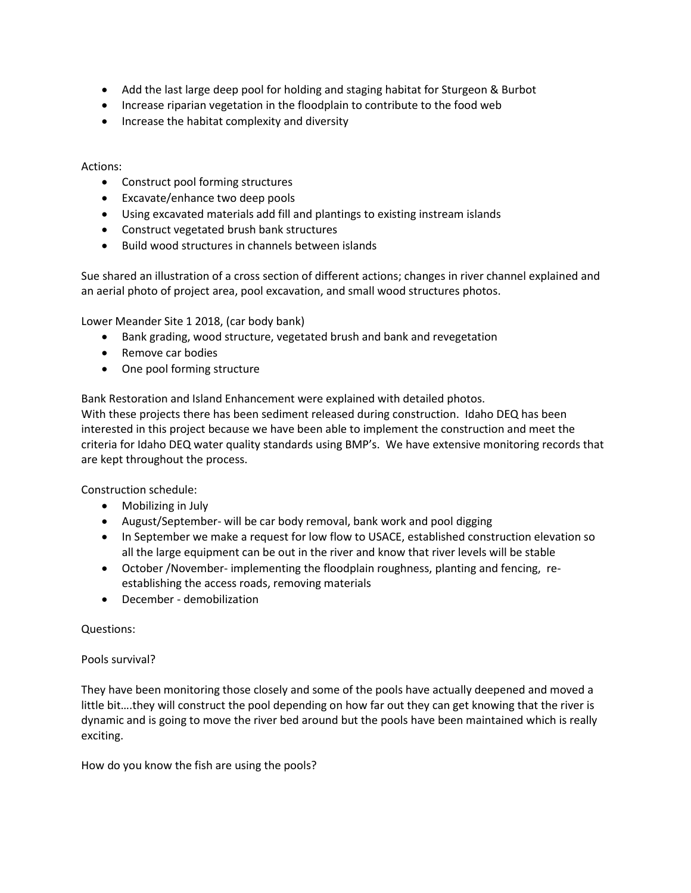- Add the last large deep pool for holding and staging habitat for Sturgeon & Burbot
- Increase riparian vegetation in the floodplain to contribute to the food web
- Increase the habitat complexity and diversity

Actions:

- Construct pool forming structures
- Excavate/enhance two deep pools
- Using excavated materials add fill and plantings to existing instream islands
- Construct vegetated brush bank structures
- Build wood structures in channels between islands

Sue shared an illustration of a cross section of different actions; changes in river channel explained and an aerial photo of project area, pool excavation, and small wood structures photos.

Lower Meander Site 1 2018, (car body bank)

- Bank grading, wood structure, vegetated brush and bank and revegetation
- Remove car bodies
- One pool forming structure

Bank Restoration and Island Enhancement were explained with detailed photos.
With these projects there has been sediment released during construction. Idaho DEQ has been interested in this project because we have been able to implement the construction and meet the criteria for Idaho DEQ water quality standards using BMP's. We have extensive monitoring records that are kept throughout the process.

Construction schedule:

- Mobilizing in July
- August/September- will be car body removal, bank work and pool digging
- In September we make a request for low flow to USACE, established construction elevation so all the large equipment can be out in the river and know that river levels will be stable
- October /November- implementing the floodplain roughness, planting and fencing, re-establishing the access roads, removing materials
- December - demobilization

Questions:

Pools survival?

They have been monitoring those closely and some of the pools have actually deepened and moved a little bit….they will construct the pool depending on how far out they can get knowing that the river is dynamic and is going to move the river bed around but the pools have been maintained which is really exciting.

How do you know the fish are using the pools?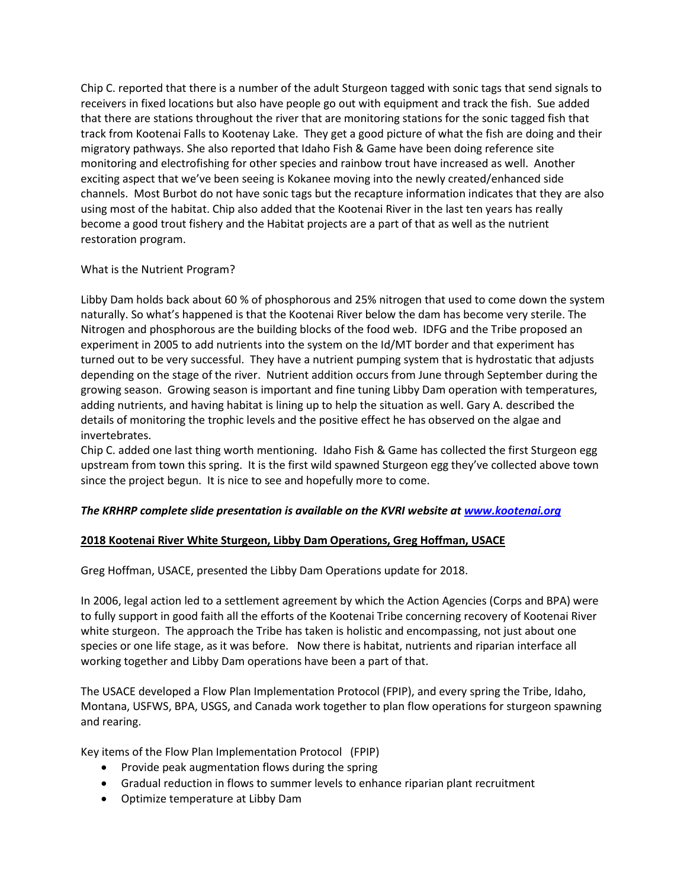Chip C. reported that there is a number of the adult Sturgeon tagged with sonic tags that send signals to receivers in fixed locations but also have people go out with equipment and track the fish. Sue added that there are stations throughout the river that are monitoring stations for the sonic tagged fish that track from Kootenai Falls to Kootenay Lake. They get a good picture of what the fish are doing and their migratory pathways. She also reported that Idaho Fish & Game have been doing reference site monitoring and electrofishing for other species and rainbow trout have increased as well. Another exciting aspect that we've been seeing is Kokanee moving into the newly created/enhanced side channels. Most Burbot do not have sonic tags but the recapture information indicates that they are also using most of the habitat. Chip also added that the Kootenai River in the last ten years has really become a good trout fishery and the Habitat projects are a part of that as well as the nutrient restoration program.

What is the Nutrient Program?

Libby Dam holds back about 60 % of phosphorous and 25% nitrogen that used to come down the system naturally. So what's happened is that the Kootenai River below the dam has become very sterile. The Nitrogen and phosphorous are the building blocks of the food web. IDFG and the Tribe proposed an experiment in 2005 to add nutrients into the system on the Id/MT border and that experiment has turned out to be very successful. They have a nutrient pumping system that is hydrostatic that adjusts depending on the stage of the river. Nutrient addition occurs from June through September during the growing season. Growing season is important and fine tuning Libby Dam operation with temperatures, adding nutrients, and having habitat is lining up to help the situation as well. Gary A. described the details of monitoring the trophic levels and the positive effect he has observed on the algae and invertebrates.
Chip C. added one last thing worth mentioning. Idaho Fish & Game has collected the first Sturgeon egg upstream from town this spring. It is the first wild spawned Sturgeon egg they've collected above town since the project begun. It is nice to see and hopefully more to come.

***The KRHRP complete slide presentation is available on the KVRI website at [www.kootenai.org](http://www.kootenai.org)***

**2018 Kootenai River White Sturgeon, Libby Dam Operations, Greg Hoffman, USACE**

Greg Hoffman, USACE, presented the Libby Dam Operations update for 2018.

In 2006, legal action led to a settlement agreement by which the Action Agencies (Corps and BPA) were to fully support in good faith all the efforts of the Kootenai Tribe concerning recovery of Kootenai River white sturgeon. The approach the Tribe has taken is holistic and encompassing, not just about one species or one life stage, as it was before. Now there is habitat, nutrients and riparian interface all working together and Libby Dam operations have been a part of that.

The USACE developed a Flow Plan Implementation Protocol (FPIP), and every spring the Tribe, Idaho, Montana, USFWS, BPA, USGS, and Canada work together to plan flow operations for sturgeon spawning and rearing.

Key items of the Flow Plan Implementation Protocol (FPIP)

- Provide peak augmentation flows during the spring
- Gradual reduction in flows to summer levels to enhance riparian plant recruitment
- Optimize temperature at Libby Dam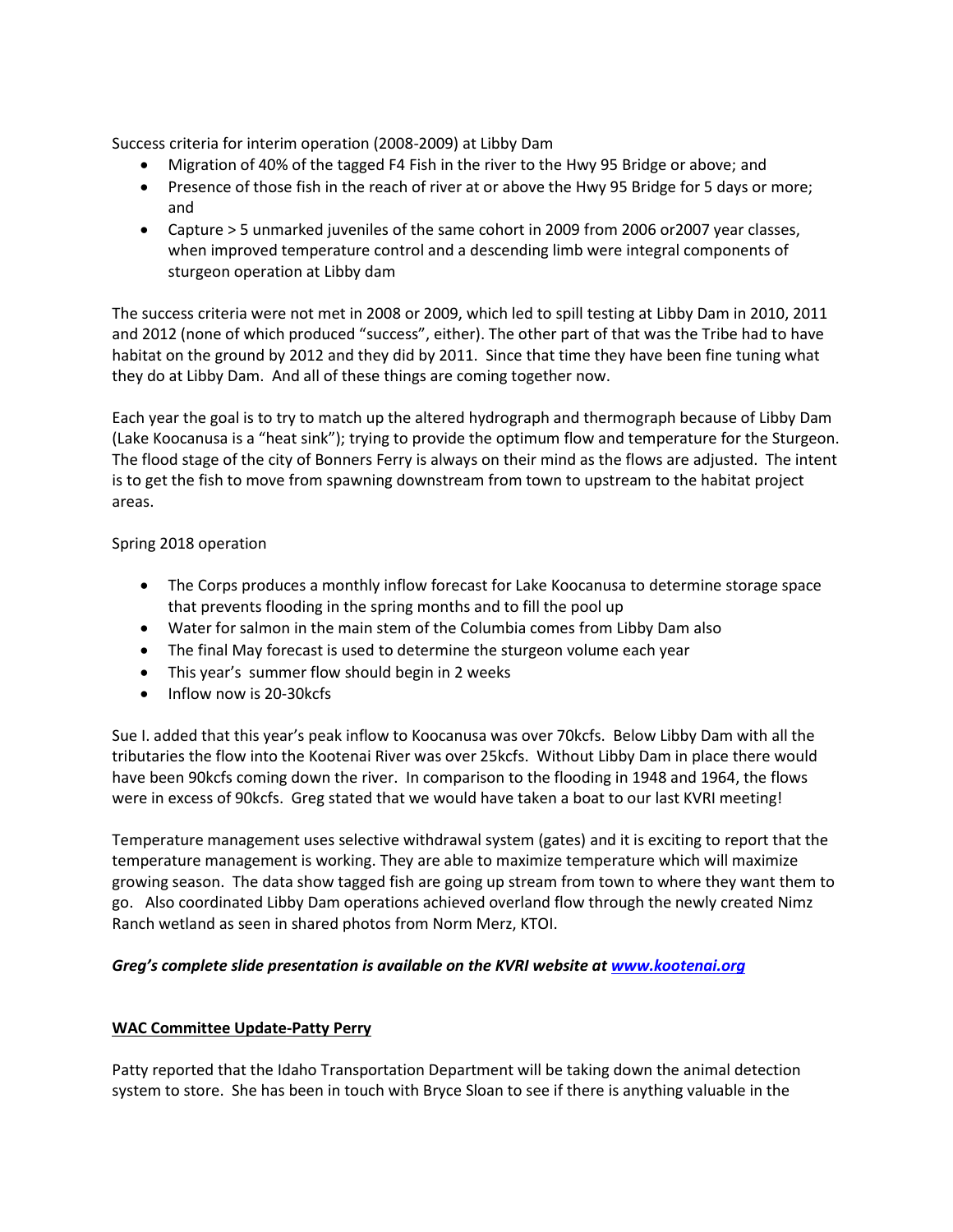Success criteria for interim operation (2008-2009) at Libby Dam

- Migration of 40% of the tagged F4 Fish in the river to the Hwy 95 Bridge or above; and
- Presence of those fish in the reach of river at or above the Hwy 95 Bridge for 5 days or more; and
- Capture > 5 unmarked juveniles of the same cohort in 2009 from 2006 or2007 year classes, when improved temperature control and a descending limb were integral components of sturgeon operation at Libby dam

The success criteria were not met in 2008 or 2009, which led to spill testing at Libby Dam in 2010, 2011 and 2012 (none of which produced "success", either). The other part of that was the Tribe had to have habitat on the ground by 2012 and they did by 2011. Since that time they have been fine tuning what they do at Libby Dam. And all of these things are coming together now.

Each year the goal is to try to match up the altered hydrograph and thermograph because of Libby Dam (Lake Koocanusa is a "heat sink"); trying to provide the optimum flow and temperature for the Sturgeon. The flood stage of the city of Bonners Ferry is always on their mind as the flows are adjusted. The intent is to get the fish to move from spawning downstream from town to upstream to the habitat project areas.

Spring 2018 operation

- The Corps produces a monthly inflow forecast for Lake Koocanusa to determine storage space that prevents flooding in the spring months and to fill the pool up
- Water for salmon in the main stem of the Columbia comes from Libby Dam also
- The final May forecast is used to determine the sturgeon volume each year
- This year's summer flow should begin in 2 weeks
- Inflow now is 20-30kcfs

Sue I. added that this year's peak inflow to Koocanusa was over 70kcfs. Below Libby Dam with all the tributaries the flow into the Kootenai River was over 25kcfs. Without Libby Dam in place there would have been 90kcfs coming down the river. In comparison to the flooding in 1948 and 1964, the flows were in excess of 90kcfs. Greg stated that we would have taken a boat to our last KVRI meeting!

Temperature management uses selective withdrawal system (gates) and it is exciting to report that the temperature management is working. They are able to maximize temperature which will maximize growing season. The data show tagged fish are going up stream from town to where they want them to go. Also coordinated Libby Dam operations achieved overland flow through the newly created Nimz Ranch wetland as seen in shared photos from Norm Merz, KTOI.

***Greg's complete slide presentation is available on the KVRI website at [www.kootenai.org](www.kootenai.org)***

**<u>WAC Committee Update-Patty Perry</u>**

Patty reported that the Idaho Transportation Department will be taking down the animal detection system to store. She has been in touch with Bryce Sloan to see if there is anything valuable in the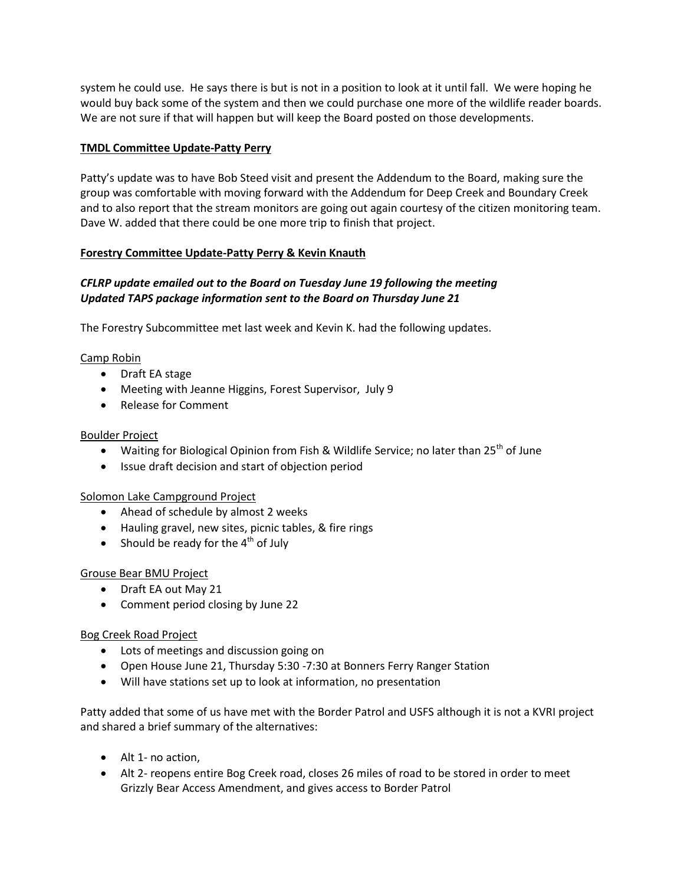system he could use. He says there is but is not in a position to look at it until fall. We were hoping he would buy back some of the system and then we could purchase one more of the wildlife reader boards. We are not sure if that will happen but will keep the Board posted on those developments.

**TMDL Committee Update-Patty Perry**

Patty's update was to have Bob Steed visit and present the Addendum to the Board, making sure the group was comfortable with moving forward with the Addendum for Deep Creek and Boundary Creek and to also report that the stream monitors are going out again courtesy of the citizen monitoring team. Dave W. added that there could be one more trip to finish that project.

**Forestry Committee Update-Patty Perry & Kevin Knauth**

***CFLRP update emailed out to the Board on Tuesday June 19 following the meeting***
***Updated TAPS package information sent to the Board on Thursday June 21***

The Forestry Subcommittee met last week and Kevin K. had the following updates.

Camp Robin

- Draft EA stage
- Meeting with Jeanne Higgins, Forest Supervisor, July 9
- Release for Comment

Boulder Project

- Waiting for Biological Opinion from Fish & Wildlife Service; no later than 25th of June
- Issue draft decision and start of objection period

Solomon Lake Campground Project

- Ahead of schedule by almost 2 weeks
- Hauling gravel, new sites, picnic tables, & fire rings
- Should be ready for the 4th of July

Grouse Bear BMU Project

- Draft EA out May 21
- Comment period closing by June 22

Bog Creek Road Project

- Lots of meetings and discussion going on
- Open House June 21, Thursday 5:30 -7:30 at Bonners Ferry Ranger Station
- Will have stations set up to look at information, no presentation

Patty added that some of us have met with the Border Patrol and USFS although it is not a KVRI project and shared a brief summary of the alternatives:

- Alt 1- no action,
- Alt 2- reopens entire Bog Creek road, closes 26 miles of road to be stored in order to meet Grizzly Bear Access Amendment, and gives access to Border Patrol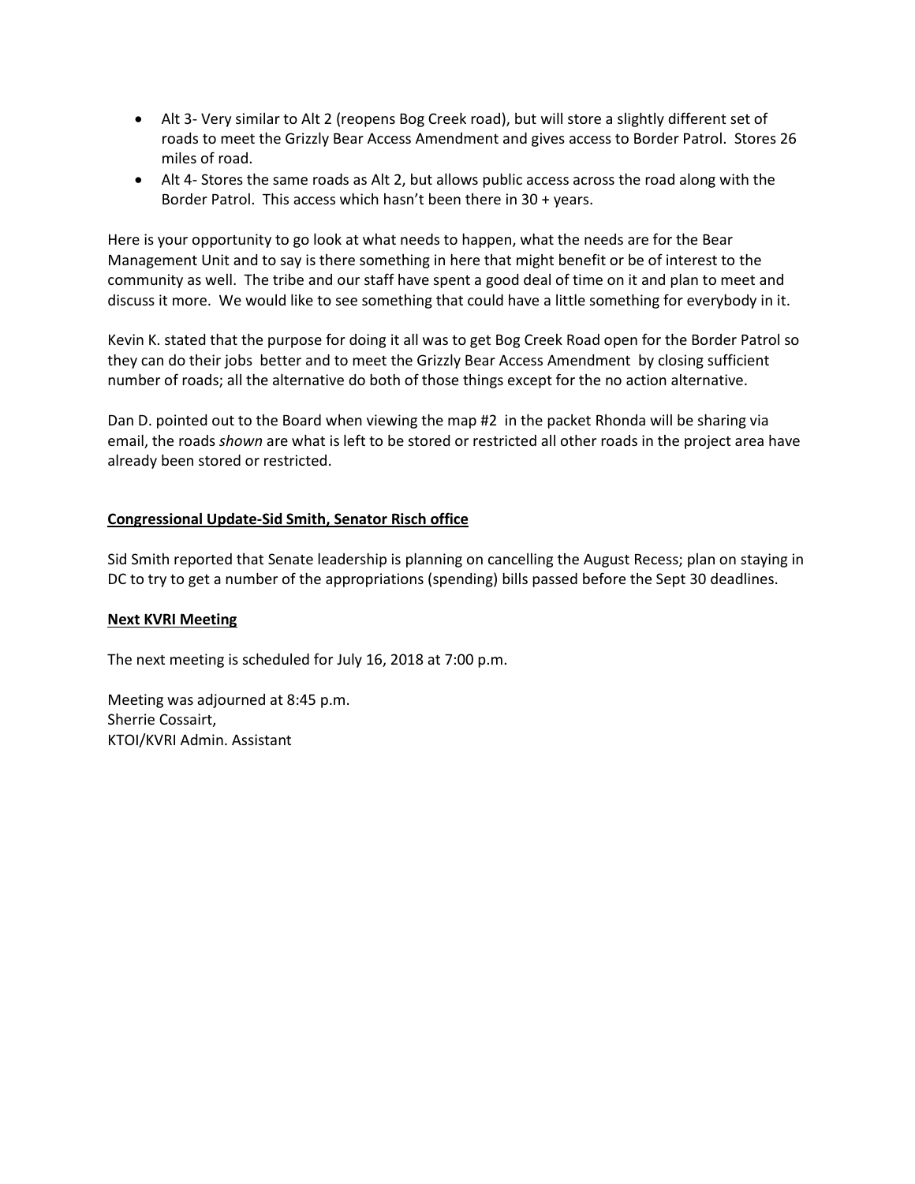- Alt 3- Very similar to Alt 2 (reopens Bog Creek road), but will store a slightly different set of roads to meet the Grizzly Bear Access Amendment and gives access to Border Patrol. Stores 26 miles of road.
- Alt 4- Stores the same roads as Alt 2, but allows public access across the road along with the Border Patrol. This access which hasn't been there in 30 + years.

Here is your opportunity to go look at what needs to happen, what the needs are for the Bear Management Unit and to say is there something in here that might benefit or be of interest to the community as well. The tribe and our staff have spent a good deal of time on it and plan to meet and discuss it more. We would like to see something that could have a little something for everybody in it.

Kevin K. stated that the purpose for doing it all was to get Bog Creek Road open for the Border Patrol so they can do their jobs better and to meet the Grizzly Bear Access Amendment by closing sufficient number of roads; all the alternative do both of those things except for the no action alternative.

Dan D. pointed out to the Board when viewing the map #2 in the packet Rhonda will be sharing via email, the roads *shown* are what is left to be stored or restricted all other roads in the project area have already been stored or restricted.

**Congressional Update-Sid Smith, Senator Risch office**

Sid Smith reported that Senate leadership is planning on cancelling the August Recess; plan on staying in DC to try to get a number of the appropriations (spending) bills passed before the Sept 30 deadlines.

**Next KVRI Meeting**

The next meeting is scheduled for July 16, 2018 at 7:00 p.m.

Meeting was adjourned at 8:45 p.m.
Sherrie Cossairt,
KTOI/KVRI Admin. Assistant